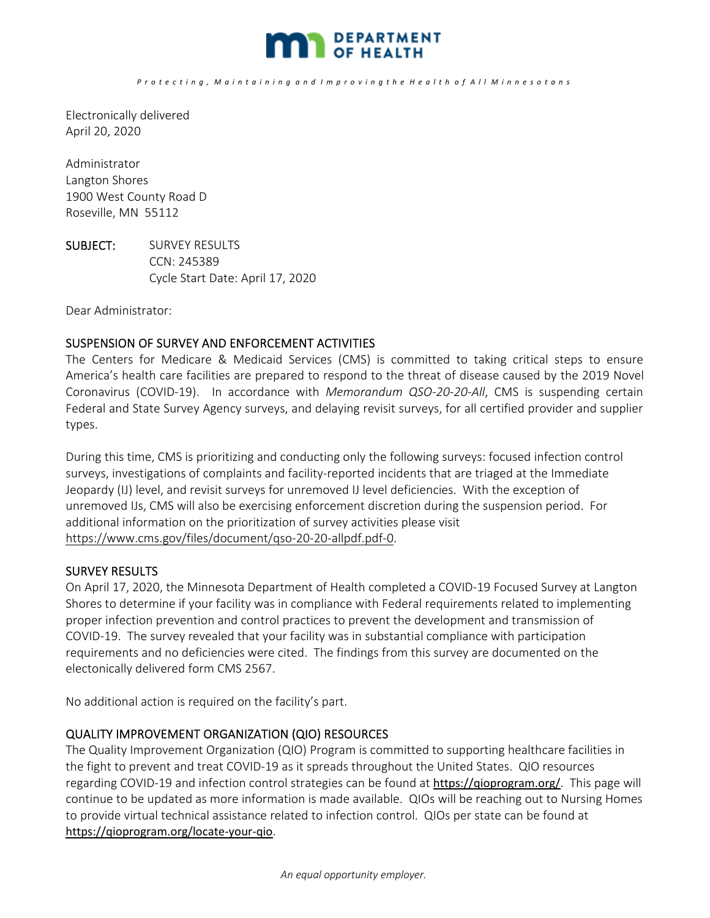# DEPARTMENT OF HEALTH

*Protecting, Maintaining and Improving the Health of All Minnesotans*

Electronically delivered
April 20, 2020

Administrator
Langton Shores
1900 West County Road D
Roseville, MN 55112

SUBJECT: SURVEY RESULTS
CCN: 245389
Cycle Start Date: April 17, 2020

Dear Administrator:

## SUSPENSION OF SURVEY AND ENFORCEMENT ACTIVITIES

The Centers for Medicare & Medicaid Services (CMS) is committed to taking critical steps to ensure America's health care facilities are prepared to respond to the threat of disease caused by the 2019 Novel Coronavirus (COVID-19). In accordance with *Memorandum QSO-20-20-All*, CMS is suspending certain Federal and State Survey Agency surveys, and delaying revisit surveys, for all certified provider and supplier types.

During this time, CMS is prioritizing and conducting only the following surveys: focused infection control surveys, investigations of complaints and facility-reported incidents that are triaged at the Immediate Jeopardy (IJ) level, and revisit surveys for unremoved IJ level deficiencies. With the exception of unremoved IJs, CMS will also be exercising enforcement discretion during the suspension period. For additional information on the prioritization of survey activities please visit https://www.cms.gov/files/document/qso-20-20-allpdf.pdf-0.

## SURVEY RESULTS

On April 17, 2020, the Minnesota Department of Health completed a COVID-19 Focused Survey at Langton Shores to determine if your facility was in compliance with Federal requirements related to implementing proper infection prevention and control practices to prevent the development and transmission of COVID-19. The survey revealed that your facility was in substantial compliance with participation requirements and no deficiencies were cited. The findings from this survey are documented on the electonically delivered form CMS 2567.

No additional action is required on the facility's part.

## QUALITY IMPROVEMENT ORGANIZATION (QIO) RESOURCES

The Quality Improvement Organization (QIO) Program is committed to supporting healthcare facilities in the fight to prevent and treat COVID-19 as it spreads throughout the United States. QIO resources regarding COVID-19 and infection control strategies can be found at https://qioprogram.org/. This page will continue to be updated as more information is made available. QIOs will be reaching out to Nursing Homes to provide virtual technical assistance related to infection control. QIOs per state can be found at https://qioprogram.org/locate-your-qio.

*An equal opportunity employer.*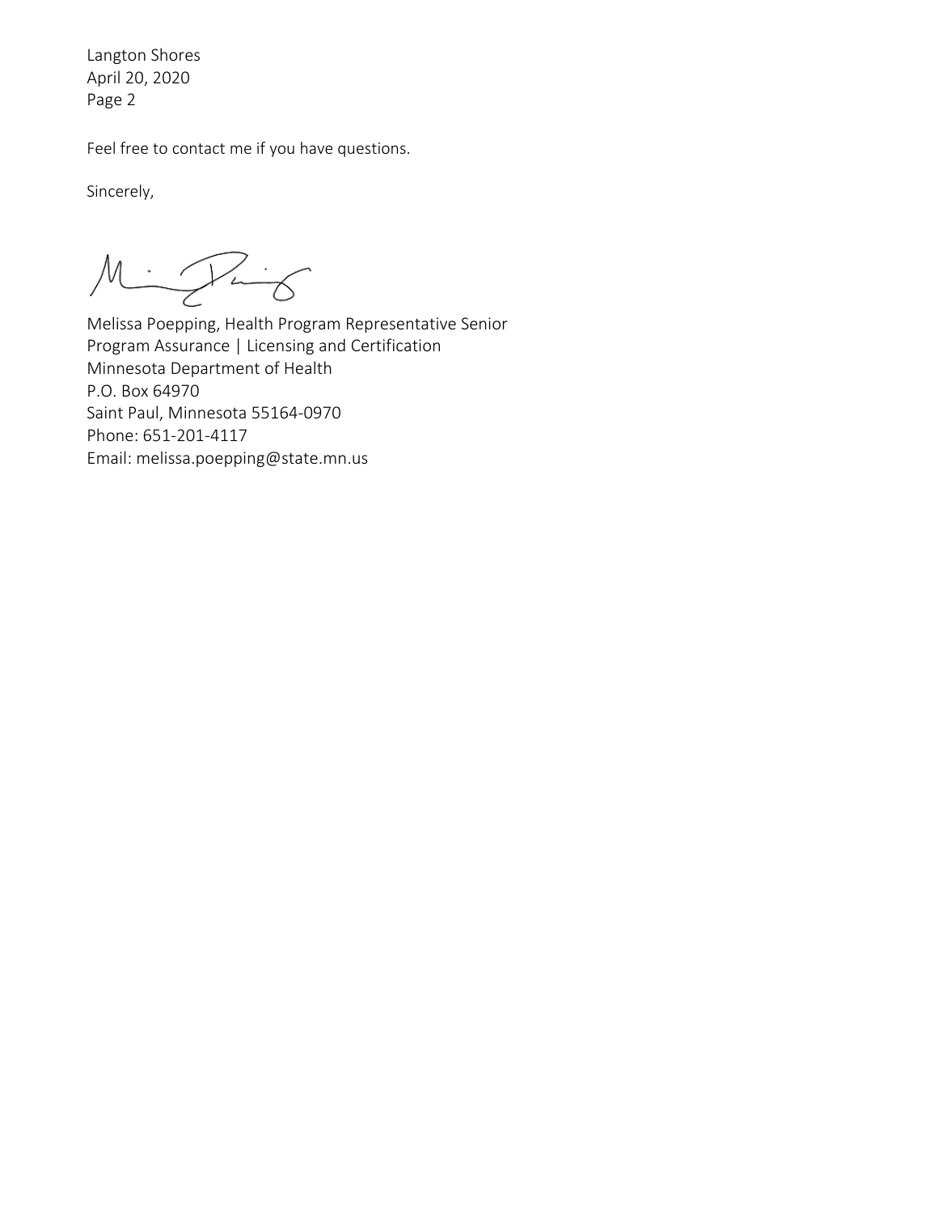Feel free to contact me if you have questions.

Sincerely,

Melissa Poepping, Health Program Representative Senior
Program Assurance | Licensing and Certification
Minnesota Department of Health
P.O. Box 64970
Saint Paul, Minnesota 55164-0970
Phone: 651-201-4117
Email: melissa.poepping@state.mn.us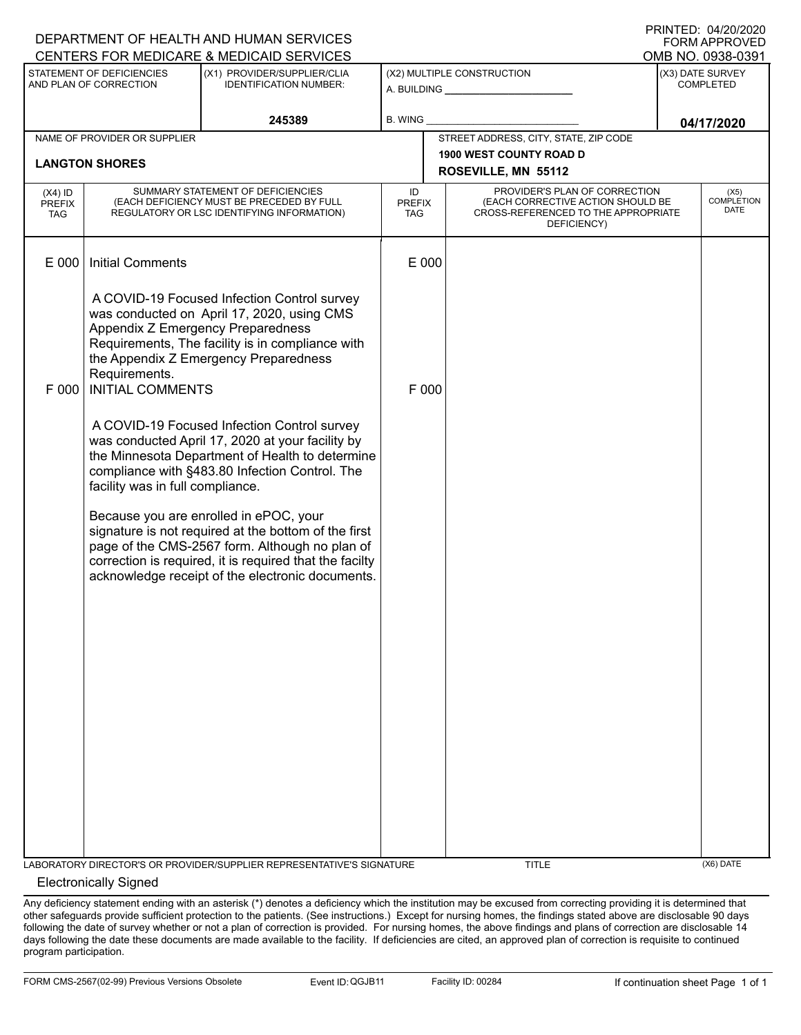DEPARTMENT OF HEALTH AND HUMAN SERVICES
CENTERS FOR MEDICARE & MEDICAID SERVICES

PRINTED: 04/20/2020
FORM APPROVED
OMB NO. 0938-0391

| STATEMENT OF DEFICIENCIES AND PLAN OF CORRECTION | (X1) PROVIDER/SUPPLIER/CLIA IDENTIFICATION NUMBER: | (X2) MULTIPLE CONSTRUCTION | (X3) DATE SURVEY COMPLETED |
|---|---|---|---|
| | 245389 | A. BUILDING ______ B. WING ______ | 04/17/2020 |

| NAME OF PROVIDER OR SUPPLIER | STREET ADDRESS, CITY, STATE, ZIP CODE |
|---|---|
| LANGTON SHORES | 1900 WEST COUNTY ROAD D ROSEVILLE, MN 55112 |

| (X4) ID PREFIX TAG | SUMMARY STATEMENT OF DEFICIENCIES (EACH DEFICIENCY MUST BE PRECEDED BY FULL REGULATORY OR LSC IDENTIFYING INFORMATION) | ID PREFIX TAG | PROVIDER'S PLAN OF CORRECTION (EACH CORRECTIVE ACTION SHOULD BE CROSS-REFERENCED TO THE APPROPRIATE DEFICIENCY) | (X5) COMPLETION DATE |
|---|---|---|---|---|
| E 000 | Initial Comments<br><br>A COVID-19 Focused Infection Control survey was conducted on April 17, 2020, using CMS Appendix Z Emergency Preparedness Requirements, The facility is in compliance with the Appendix Z Emergency Preparedness Requirements. | E 000 | | |
| F 000 | INITIAL COMMENTS<br><br>A COVID-19 Focused Infection Control survey was conducted April 17, 2020 at your facility by the Minnesota Department of Health to determine compliance with §483.80 Infection Control. The facility was in full compliance.<br><br>Because you are enrolled in ePOC, your signature is not required at the bottom of the first page of the CMS-2567 form. Although no plan of correction is required, it is required that the facilty acknowledge receipt of the electronic documents. | F 000 | | |

LABORATORY DIRECTOR'S OR PROVIDER/SUPPLIER REPRESENTATIVE'S SIGNATURE | TITLE | (X6) DATE

Electronically Signed

Any deficiency statement ending with an asterisk (*) denotes a deficiency which the institution may be excused from correcting providing it is determined that other safeguards provide sufficient protection to the patients. (See instructions.) Except for nursing homes, the findings stated above are disclosable 90 days following the date of survey whether or not a plan of correction is provided. For nursing homes, the above findings and plans of correction are disclosable 14 days following the date these documents are made available to the facility. If deficiencies are cited, an approved plan of correction is requisite to continued program participation.

FORM CMS-2567(02-99) Previous Versions Obsolete Event ID: QGJB11 Facility ID: 00284 If continuation sheet Page 1 of 1